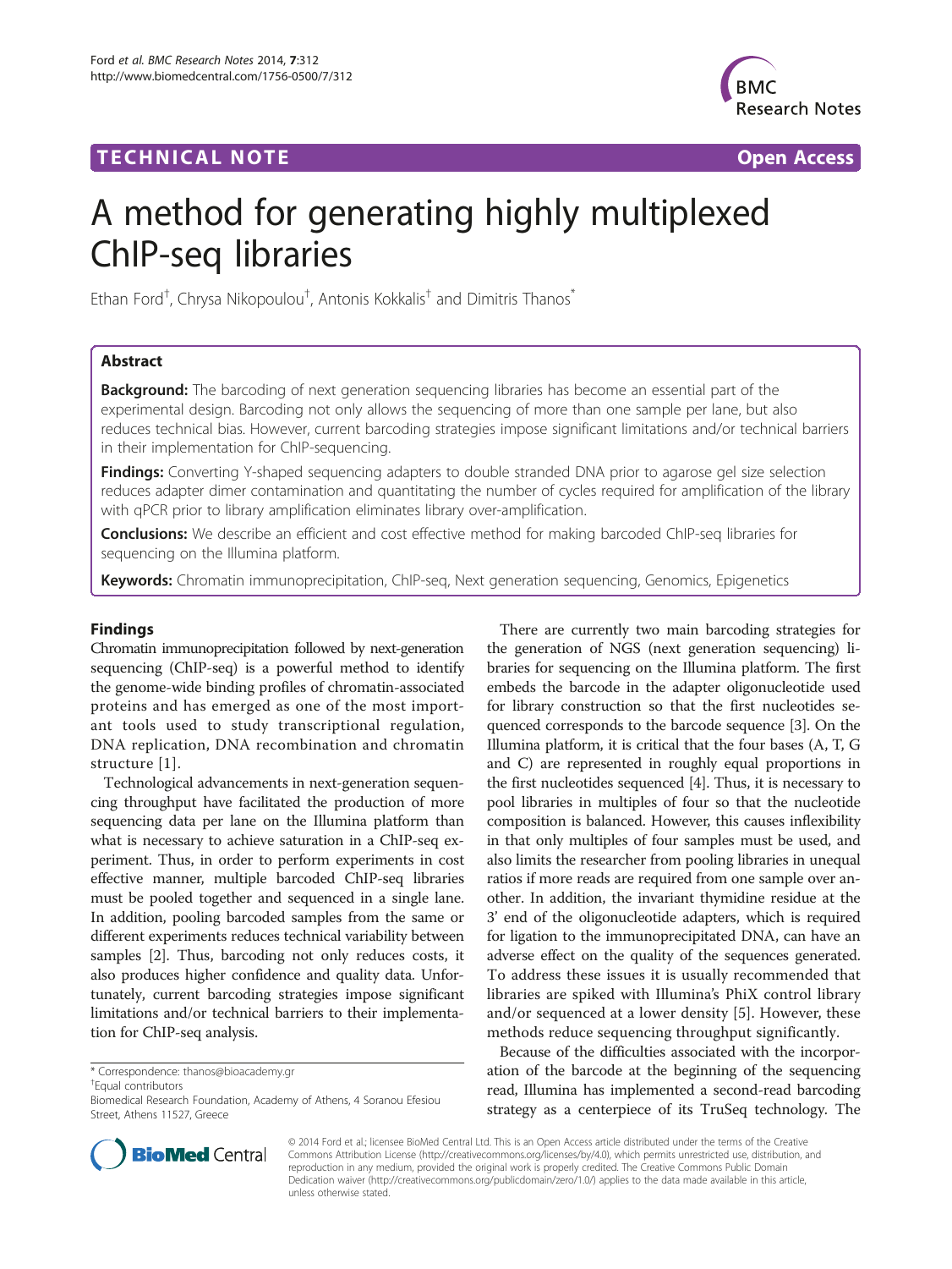TECHNICAL NOTE **Open Access**

# A method for generating highly multiplexed ChIP-seq libraries

Ethan Ford[†], Chrysa Nikopoulou[†], Antonis Kokkalis[†] and Dimitris Thanos[*]

## Abstract

**Background:** The barcoding of next generation sequencing libraries has become an essential part of the experimental design. Barcoding not only allows the sequencing of more than one sample per lane, but also reduces technical bias. However, current barcoding strategies impose significant limitations and/or technical barriers in their implementation for ChIP-sequencing.

**Findings:** Converting Y-shaped sequencing adapters to double stranded DNA prior to agarose gel size selection reduces adapter dimer contamination and quantitating the number of cycles required for amplification of the library with qPCR prior to library amplification eliminates library over-amplification.

**Conclusions:** We describe an efficient and cost effective method for making barcoded ChIP-seq libraries for sequencing on the Illumina platform.

**Keywords:** Chromatin immunoprecipitation, ChIP-seq, Next generation sequencing, Genomics, Epigenetics

## Findings

Chromatin immunoprecipitation followed by next-generation sequencing (ChIP-seq) is a powerful method to identify the genome-wide binding profiles of chromatin-associated proteins and has emerged as one of the most important tools used to study transcriptional regulation, DNA replication, DNA recombination and chromatin structure [1].

Technological advancements in next-generation sequencing throughput have facilitated the production of more sequencing data per lane on the Illumina platform than what is necessary to achieve saturation in a ChIP-seq experiment. Thus, in order to perform experiments in cost effective manner, multiple barcoded ChIP-seq libraries must be pooled together and sequenced in a single lane. In addition, pooling barcoded samples from the same or different experiments reduces technical variability between samples [2]. Thus, barcoding not only reduces costs, it also produces higher confidence and quality data. Unfortunately, current barcoding strategies impose significant limitations and/or technical barriers to their implementation for ChIP-seq analysis.

There are currently two main barcoding strategies for the generation of NGS (next generation sequencing) libraries for sequencing on the Illumina platform. The first embeds the barcode in the adapter oligonucleotide used for library construction so that the first nucleotides sequenced corresponds to the barcode sequence [3]. On the Illumina platform, it is critical that the four bases (A, T, G and C) are represented in roughly equal proportions in the first nucleotides sequenced [4]. Thus, it is necessary to pool libraries in multiples of four so that the nucleotide composition is balanced. However, this causes inflexibility in that only multiples of four samples must be used, and also limits the researcher from pooling libraries in unequal ratios if more reads are required from one sample over another. In addition, the invariant thymidine residue at the 3' end of the oligonucleotide adapters, which is required for ligation to the immunoprecipitated DNA, can have an adverse effect on the quality of the sequences generated. To address these issues it is usually recommended that libraries are spiked with Illumina's PhiX control library and/or sequenced at a lower density [5]. However, these methods reduce sequencing throughput significantly.

Because of the difficulties associated with the incorporation of the barcode at the beginning of the sequencing read, Illumina has implemented a second-read barcoding strategy as a centerpiece of its TruSeq technology. The

\* Correspondence: thanos@bioacademy.gr
[†]Equal contributors
Biomedical Research Foundation, Academy of Athens, 4 Soranou Efesiou Street, Athens 11527, Greece

© 2014 Ford et al.; licensee BioMed Central Ltd. This is an Open Access article distributed under the terms of the Creative Commons Attribution License (http://creativecommons.org/licenses/by/4.0), which permits unrestricted use, distribution, and reproduction in any medium, provided the original work is properly credited. The Creative Commons Public Domain Dedication waiver (http://creativecommons.org/publicdomain/zero/1.0/) applies to the data made available in this article, unless otherwise stated.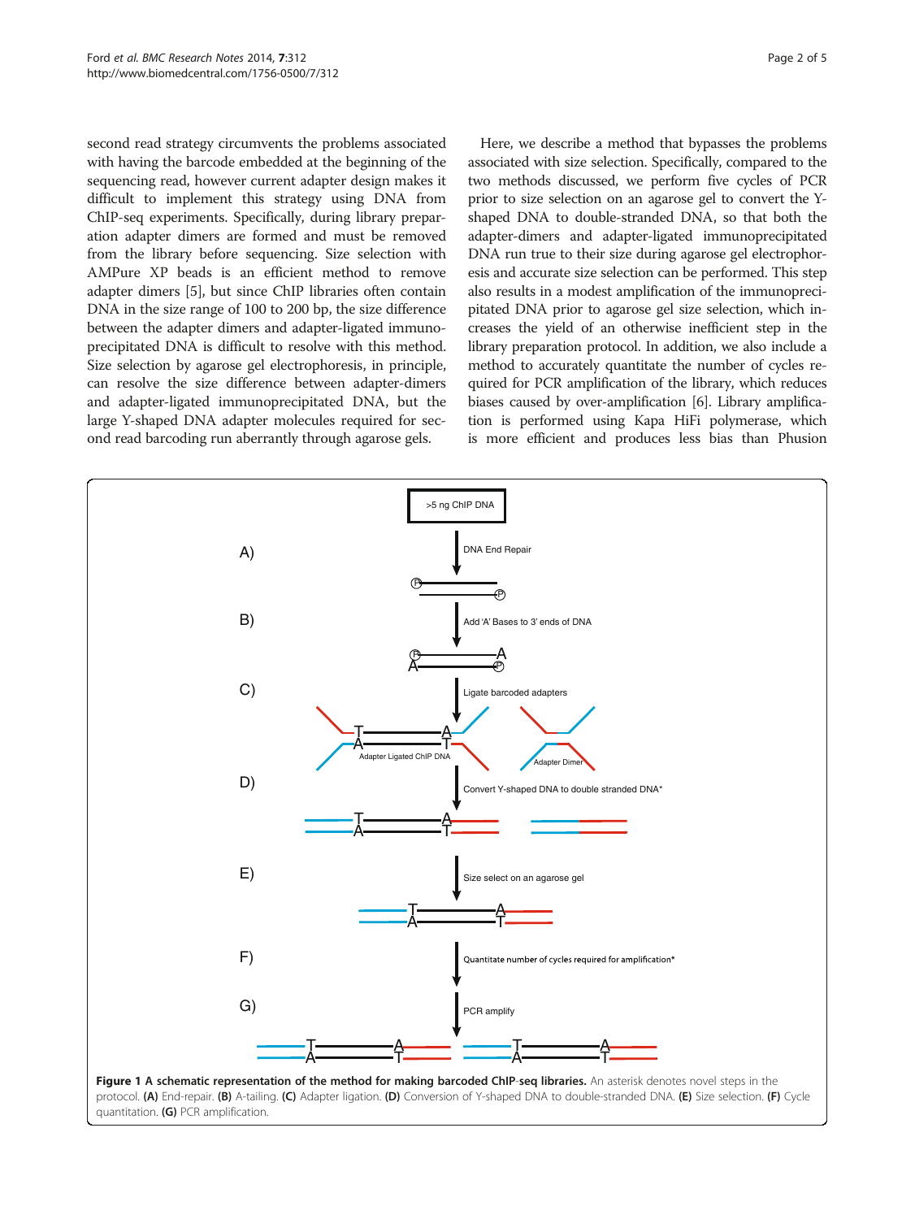second read strategy circumvents the problems associated with having the barcode embedded at the beginning of the sequencing read, however current adapter design makes it difficult to implement this strategy using DNA from ChIP-seq experiments. Specifically, during library preparation adapter dimers are formed and must be removed from the library before sequencing. Size selection with AMPure XP beads is an efficient method to remove adapter dimers [5], but since ChIP libraries often contain DNA in the size range of 100 to 200 bp, the size difference between the adapter dimers and adapter-ligated immunoprecipitated DNA is difficult to resolve with this method. Size selection by agarose gel electrophoresis, in principle, can resolve the size difference between adapter-dimers and adapter-ligated immunoprecipitated DNA, but the large Y-shaped DNA adapter molecules required for second read barcoding run aberrantly through agarose gels.

Here, we describe a method that bypasses the problems associated with size selection. Specifically, compared to the two methods discussed, we perform five cycles of PCR prior to size selection on an agarose gel to convert the Y-shaped DNA to double-stranded DNA, so that both the adapter-dimers and adapter-ligated immunoprecipitated DNA run true to their size during agarose gel electrophoresis and accurate size selection can be performed. This step also results in a modest amplification of the immunoprecipitated DNA prior to agarose gel size selection, which increases the yield of an otherwise inefficient step in the library preparation protocol. In addition, we also include a method to accurately quantitate the number of cycles required for PCR amplification of the library, which reduces biases caused by over-amplification [6]. Library amplification is performed using Kapa HiFi polymerase, which is more efficient and produces less bias than Phusion

**Figure 1 A schematic representation of the method for making barcoded ChIP-seq libraries.** An asterisk denotes novel steps in the protocol. **(A)** End-repair. **(B)** A-tailing. **(C)** Adapter ligation. **(D)** Conversion of Y-shaped DNA to double-stranded DNA. **(E)** Size selection. **(F)** Cycle quantitation. **(G)** PCR amplification.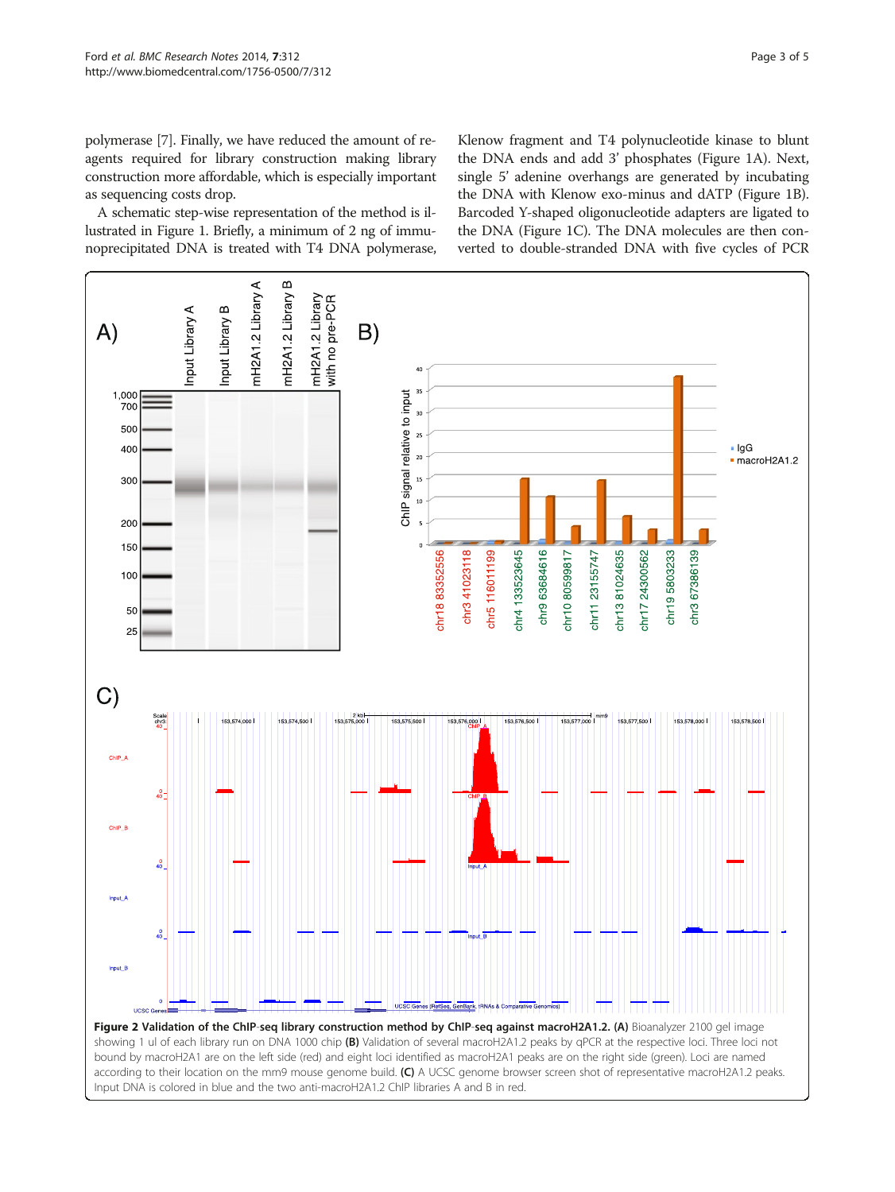polymerase [7]. Finally, we have reduced the amount of reagents required for library construction making library construction more affordable, which is especially important as sequencing costs drop.

A schematic step-wise representation of the method is illustrated in Figure 1. Briefly, a minimum of 2 ng of immunoprecipitated DNA is treated with T4 DNA polymerase, Klenow fragment and T4 polynucleotide kinase to blunt the DNA ends and add 3′ phosphates (Figure 1A). Next, single 5′ adenine overhangs are generated by incubating the DNA with Klenow exo-minus and dATP (Figure 1B). Barcoded Y-shaped oligonucleotide adapters are ligated to the DNA (Figure 1C). The DNA molecules are then converted to double-stranded DNA with five cycles of PCR

**Figure 2 Validation of the ChIP-seq library construction method by ChIP-seq against macroH2A1.2. (A)** Bioanalyzer 2100 gel image showing 1 ul of each library run on DNA 1000 chip **(B)** Validation of several macroH2A1.2 peaks by qPCR at the respective loci. Three loci not bound by macroH2A1 are on the left side (red) and eight loci identified as macroH2A1 peaks are on the right side (green). Loci are named according to their location on the mm9 mouse genome build. **(C)** A UCSC genome browser screen shot of representative macroH2A1.2 peaks. Input DNA is colored in blue and the two anti-macroH2A1.2 ChIP libraries A and B in red.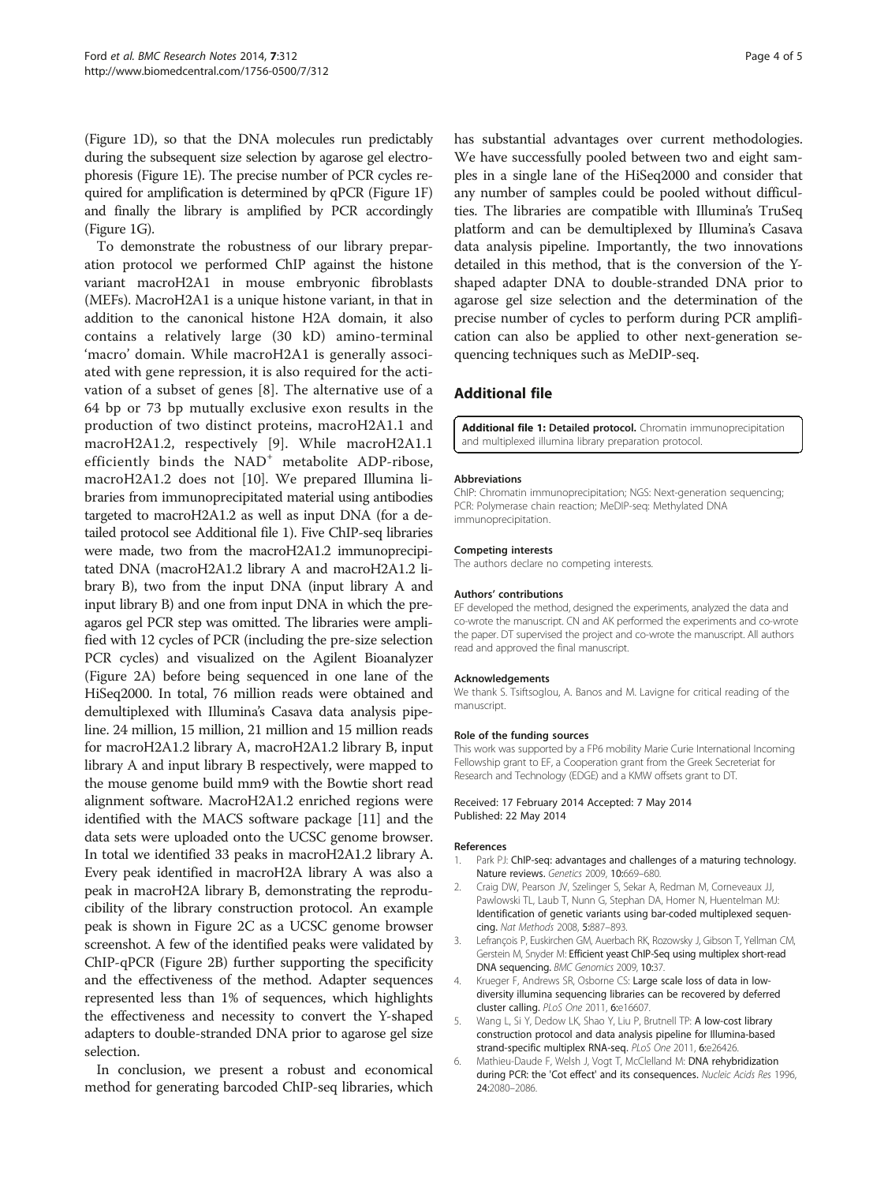(Figure 1D), so that the DNA molecules run predictably during the subsequent size selection by agarose gel electrophoresis (Figure 1E). The precise number of PCR cycles required for amplification is determined by qPCR (Figure 1F) and finally the library is amplified by PCR accordingly (Figure 1G).

To demonstrate the robustness of our library preparation protocol we performed ChIP against the histone variant macroH2A1 in mouse embryonic fibroblasts (MEFs). MacroH2A1 is a unique histone variant, in that in addition to the canonical histone H2A domain, it also contains a relatively large (30 kD) amino-terminal 'macro' domain. While macroH2A1 is generally associated with gene repression, it is also required for the activation of a subset of genes [8]. The alternative use of a 64 bp or 73 bp mutually exclusive exon results in the production of two distinct proteins, macroH2A1.1 and macroH2A1.2, respectively [9]. While macroH2A1.1 efficiently binds the $NAD^+$ metabolite ADP-ribose, macroH2A1.2 does not [10]. We prepared Illumina libraries from immunoprecipitated material using antibodies targeted to macroH2A1.2 as well as input DNA (for a detailed protocol see Additional file 1). Five ChIP-seq libraries were made, two from the macroH2A1.2 immunoprecipitated DNA (macroH2A1.2 library A and macroH2A1.2 library B), two from the input DNA (input library A and input library B) and one from input DNA in which the pre-agaros gel PCR step was omitted. The libraries were amplified with 12 cycles of PCR (including the pre-size selection PCR cycles) and visualized on the Agilent Bioanalyzer (Figure 2A) before being sequenced in one lane of the HiSeq2000. In total, 76 million reads were obtained and demultiplexed with Illumina's Casava data analysis pipeline. 24 million, 15 million, 21 million and 15 million reads for macroH2A1.2 library A, macroH2A1.2 library B, input library A and input library B respectively, were mapped to the mouse genome build mm9 with the Bowtie short read alignment software. MacroH2A1.2 enriched regions were identified with the MACS software package [11] and the data sets were uploaded onto the UCSC genome browser. In total we identified 33 peaks in macroH2A1.2 library A. Every peak identified in macroH2A library A was also a peak in macroH2A library B, demonstrating the reproducibility of the library construction protocol. An example peak is shown in Figure 2C as a UCSC genome browser screenshot. A few of the identified peaks were validated by ChIP-qPCR (Figure 2B) further supporting the specificity and the effectiveness of the method. Adapter sequences represented less than 1% of sequences, which highlights the effectiveness and necessity to convert the Y-shaped adapters to double-stranded DNA prior to agarose gel size selection.

In conclusion, we present a robust and economical method for generating barcoded ChIP-seq libraries, which has substantial advantages over current methodologies. We have successfully pooled between two and eight samples in a single lane of the HiSeq2000 and consider that any number of samples could be pooled without difficulties. The libraries are compatible with Illumina's TruSeq platform and can be demultiplexed by Illumina's Casava data analysis pipeline. Importantly, the two innovations detailed in this method, that is the conversion of the Y-shaped adapter DNA to double-stranded DNA prior to agarose gel size selection and the determination of the precise number of cycles to perform during PCR amplification can also be applied to other next-generation sequencing techniques such as MeDIP-seq.

## Additional file

**Additional file 1: Detailed protocol.** Chromatin immunoprecipitation and multiplexed illumina library preparation protocol.

#### Abbreviations

ChIP: Chromatin immunoprecipitation; NGS: Next-generation sequencing; PCR: Polymerase chain reaction; MeDIP-seq: Methylated DNA immunoprecipitation.

#### Competing interests

The authors declare no competing interests.

#### Authors' contributions

EF developed the method, designed the experiments, analyzed the data and co-wrote the manuscript. CN and AK performed the experiments and co-wrote the paper. DT supervised the project and co-wrote the manuscript. All authors read and approved the final manuscript.

#### Acknowledgements

We thank S. Tsiftsoglou, A. Banos and M. Lavigne for critical reading of the manuscript.

#### Role of the funding sources

This work was supported by a FP6 mobility Marie Curie International Incoming Fellowship grant to EF, a Cooperation grant from the Greek Secreteriat for Research and Technology (EDGE) and a KMW offsets grant to DT.

Received: 17 February 2014 Accepted: 7 May 2014
Published: 22 May 2014

#### References

1. Park PJ: **ChIP-seq: advantages and challenges of a maturing technology.** *Nature reviews. Genetics* 2009, **10:**669–680.
2. Craig DW, Pearson JV, Szelinger S, Sekar A, Redman M, Corneveaux JJ, Pawlowski TL, Laub T, Nunn G, Stephan DA, Homer N, Huentelman MJ: **Identification of genetic variants using bar-coded multiplexed sequencing.** *Nat Methods* 2008, **5:**887–893.
3. Lefrançois P, Euskirchen GM, Auerbach RK, Rozowsky J, Gibson T, Yellman CM, Gerstein M, Snyder M: **Efficient yeast ChIP-Seq using multiplex short-read DNA sequencing.** *BMC Genomics* 2009, **10:**37.
4. Krueger F, Andrews SR, Osborne CS: **Large scale loss of data in low-diversity illumina sequencing libraries can be recovered by deferred cluster calling.** *PLoS One* 2011, **6:**e16607.
5. Wang L, Si Y, Dedow LK, Shao Y, Liu P, Brutnell TP: **A low-cost library construction protocol and data analysis pipeline for Illumina-based strand-specific multiplex RNA-seq.** *PLoS One* 2011, **6:**e26426.
6. Mathieu-Daude F, Welsh J, Vogt T, McClelland M: **DNA rehybridization during PCR: the 'Cot effect' and its consequences.** *Nucleic Acids Res* 1996, **24:**2080–2086.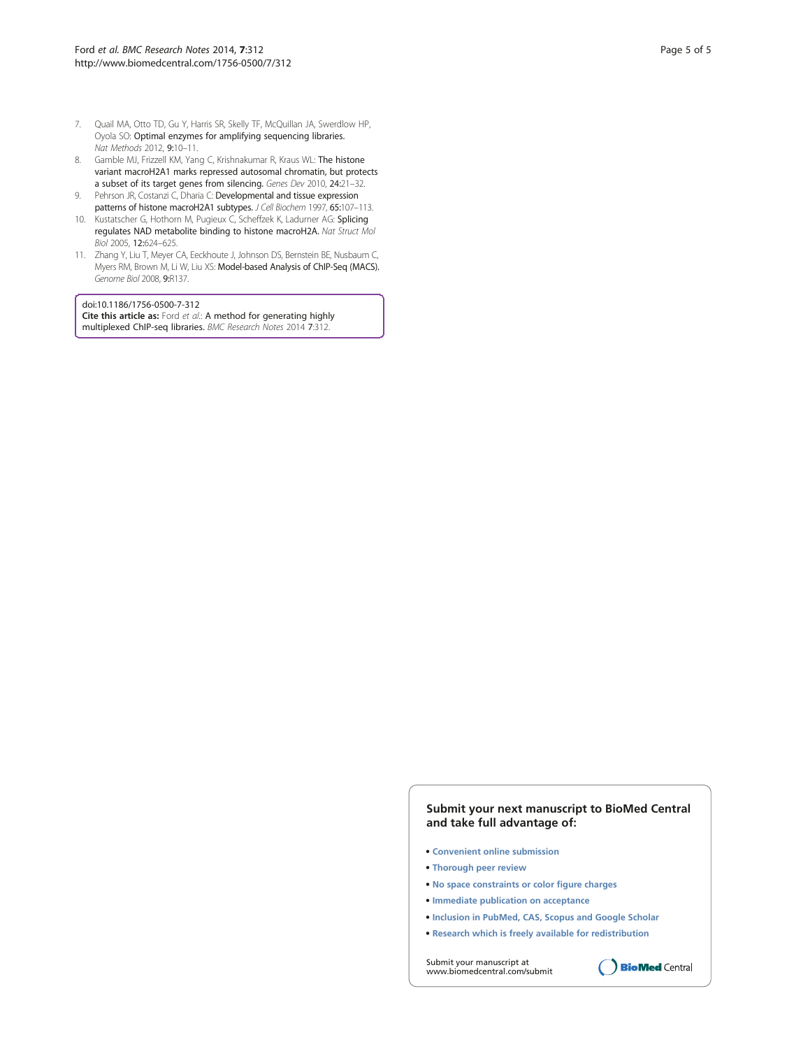7. Quail MA, Otto TD, Gu Y, Harris SR, Skelly TF, McQuillan JA, Swerdlow HP, Oyola SO: **Optimal enzymes for amplifying sequencing libraries.** *Nat Methods* 2012, **9:**10–11.
8. Gamble MJ, Frizzell KM, Yang C, Krishnakumar R, Kraus WL: **The histone variant macroH2A1 marks repressed autosomal chromatin, but protects a subset of its target genes from silencing.** *Genes Dev* 2010, **24:**21–32.
9. Pehrson JR, Costanzi C, Dharia C: **Developmental and tissue expression patterns of histone macroH2A1 subtypes.** *J Cell Biochem* 1997, **65:**107–113.
10. Kustatscher G, Hothorn M, Pugieux C, Scheffzek K, Ladurner AG: **Splicing regulates NAD metabolite binding to histone macroH2A.** *Nat Struct Mol Biol* 2005, **12:**624–625.
11. Zhang Y, Liu T, Meyer CA, Eeckhoute J, Johnson DS, Bernstein BE, Nusbaum C, Myers RM, Brown M, Li W, Liu XS: **Model-based Analysis of ChIP-Seq (MACS).** *Genome Biol* 2008, **9:**R137.

doi:10.1186/1756-0500-7-312
**Cite this article as:** Ford *et al.*: A method for generating highly multiplexed ChIP-seq libraries. *BMC Research Notes* 2014 **7**:312.

**Submit your next manuscript to BioMed Central and take full advantage of:**

- **Convenient online submission**
- **Thorough peer review**
- **No space constraints or color figure charges**
- **Immediate publication on acceptance**
- **Inclusion in PubMed, CAS, Scopus and Google Scholar**
- **Research which is freely available for redistribution**

Submit your manuscript at www.biomedcentral.com/submit

BioMed Central